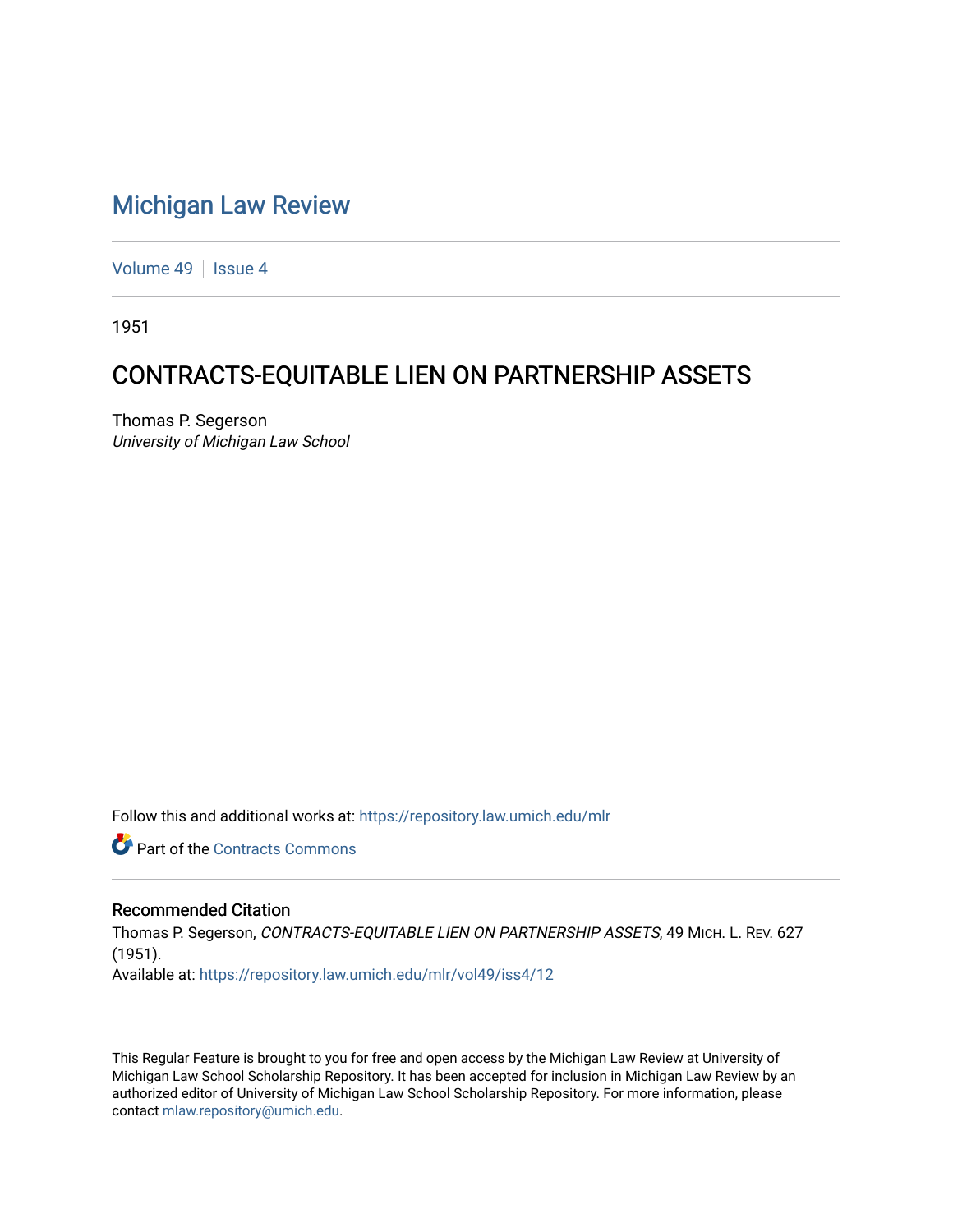# Michigan Law Review

Volume 49 | Issue 4

1951

## CONTRACTS-EQUITABLE LIEN ON PARTNERSHIP ASSETS

Thomas P. Segerson
*University of Michigan Law School*

Follow this and additional works at: https://repository.law.umich.edu/mlr

Part of the Contracts Commons

### Recommended Citation

Thomas P. Segerson, *CONTRACTS-EQUITABLE LIEN ON PARTNERSHIP ASSETS*, 49 MICH. L. REV. 627 (1951).
Available at: https://repository.law.umich.edu/mlr/vol49/iss4/12

This Regular Feature is brought to you for free and open access by the Michigan Law Review at University of Michigan Law School Scholarship Repository. It has been accepted for inclusion in Michigan Law Review by an authorized editor of University of Michigan Law School Scholarship Repository. For more information, please contact mlaw.repository@umich.edu.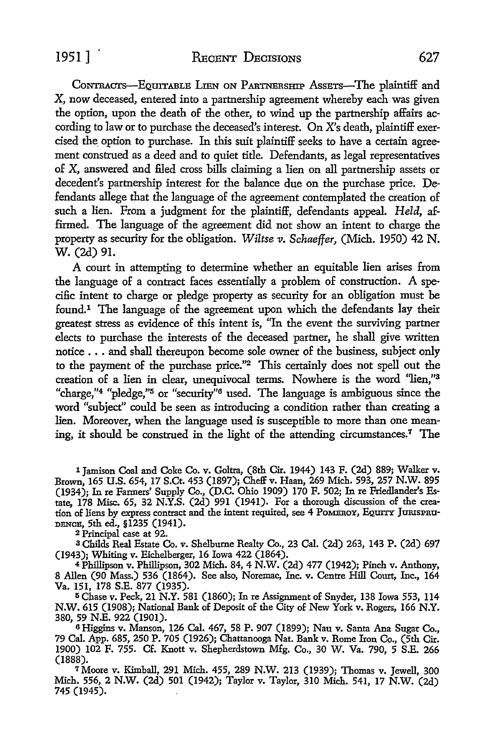CONTRACTS—EQUITABLE LIEN ON PARTNERSHIP ASSETS—The plaintiff and X, now deceased, entered into a partnership agreement whereby each was given the option, upon the death of the other, to wind up the partnership affairs according to law or to purchase the deceased's interest. On X's death, plaintiff exercised the option to purchase. In this suit plaintiff seeks to have a certain agreement construed as a deed and to quiet title. Defendants, as legal representatives of X, answered and filed cross bills claiming a lien on all partnership assets or decedent's partnership interest for the balance due on the purchase price. Defendants allege that the language of the agreement contemplated the creation of such a lien. From a judgment for the plaintiff, defendants appeal. *Held*, affirmed. The language of the agreement did not show an intent to charge the property as security for the obligation. *Wiltse v. Schaeffer*, (Mich. 1950) 42 N. W. (2d) 91.

A court in attempting to determine whether an equitable lien arises from the language of a contract faces essentially a problem of construction. A specific intent to charge or pledge property as security for an obligation must be found.[1] The language of the agreement upon which the defendants lay their greatest stress as evidence of this intent is, "In the event the surviving partner elects to purchase the interests of the deceased partner, he shall give written notice . . . and shall thereupon become sole owner of the business, subject only to the payment of the purchase price."[2] This certainly does not spell out the creation of a lien in clear, unequivocal terms. Nowhere is the word "lien,"[3] "charge,"[4] "pledge,"[5] or "security"[6] used. The language is ambiguous since the word "subject" could be seen as introducing a condition rather than creating a lien. Moreover, when the language used is susceptible to more than one meaning, it should be construed in the light of the attending circumstances.[7] The

---

[1] Jamison Coal and Coke Co. v. Goltra, (8th Cir. 1944) 143 F. (2d) 889; Walker v. Brown, 165 U.S. 654, 17 S.Ct. 453 (1897); Cheff v. Haan, 269 Mich. 593, 257 N.W. 895 (1934); In re Farmers' Supply Co., (D.C. Ohio 1909) 170 F. 502; In re Friedlander's Estate, 178 Misc. 65, 32 N.Y.S. (2d) 991 (1941). For a thorough discussion of the creation of liens by express contract and the intent required, see 4 POMEROY, EQUITY JURISPRUDENCE, 5th ed., §1235 (1941).

[2] Principal case at 92.

[3] Childs Real Estate Co. v. Shelburne Realty Co., 23 Cal. (2d) 263, 143 P. (2d) 697 (1943); Whiting v. Eichelberger, 16 Iowa 422 (1864).

[4] Phillipson v. Phillipson, 302 Mich. 84, 4 N.W. (2d) 477 (1942); Pinch v. Anthony, 8 Allen (90 Mass.) 536 (1864). See also, Noremac, Inc. v. Centre Hill Court, Inc., 164 Va. 151, 178 S.E. 877 (1935).

[5] Chase v. Peck, 21 N.Y. 581 (1860); In re Assignment of Snyder, 138 Iowa 553, 114 N.W. 615 (1908); National Bank of Deposit of the City of New York v. Rogers, 166 N.Y. 380, 59 N.E. 922 (1901).

[6] Higgins v. Manson, 126 Cal. 467, 58 P. 907 (1899); Nau v. Santa Ana Sugar Co., 79 Cal. App. 685, 250 P. 705 (1926); Chattanooga Nat. Bank v. Rome Iron Co., (5th Cir. 1900) 102 F. 755. Cf. Knott v. Shepherdstown Mfg. Co., 30 W. Va. 790, 5 S.E. 266 (1888).

[7] Moore v. Kimball, 291 Mich. 455, 289 N.W. 213 (1939); Thomas v. Jewell, 300 Mich. 556, 2 N.W. (2d) 501 (1942); Taylor v. Taylor, 310 Mich. 541, 17 N.W. (2d) 745 (1945).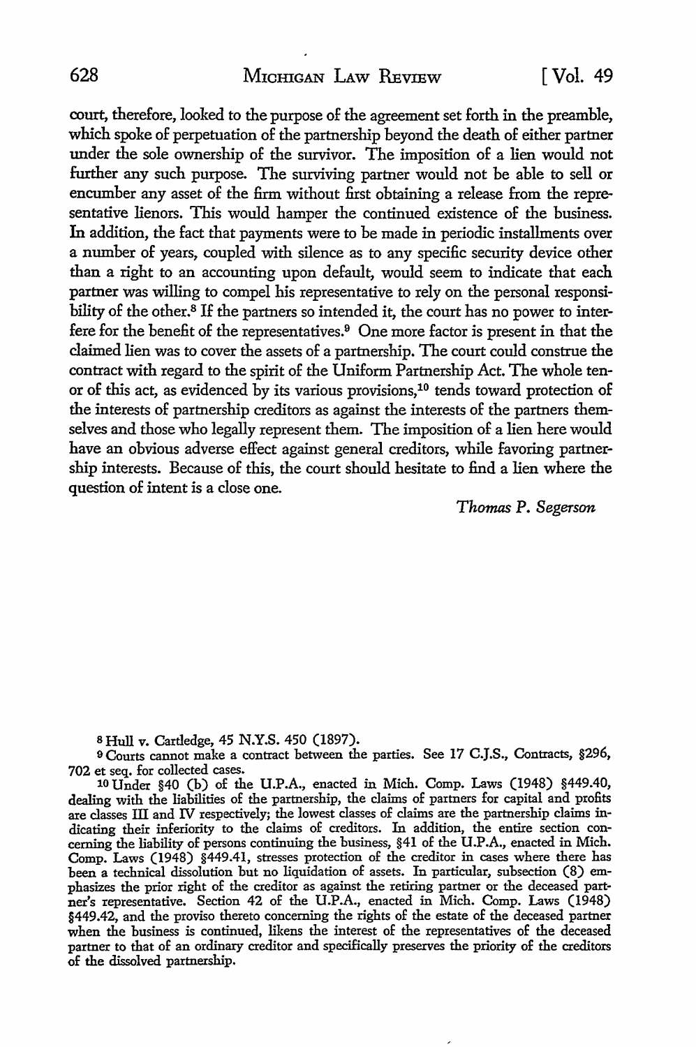court, therefore, looked to the purpose of the agreement set forth in the preamble, which spoke of perpetuation of the partnership beyond the death of either partner under the sole ownership of the survivor. The imposition of a lien would not further any such purpose. The surviving partner would not be able to sell or encumber any asset of the firm without first obtaining a release from the representative lienors. This would hamper the continued existence of the business. In addition, the fact that payments were to be made in periodic installments over a number of years, coupled with silence as to any specific security device other than a right to an accounting upon default, would seem to indicate that each partner was willing to compel his representative to rely on the personal responsibility of the other.[8] If the partners so intended it, the court has no power to interfere for the benefit of the representatives.[9] One more factor is present in that the claimed lien was to cover the assets of a partnership. The court could construe the contract with regard to the spirit of the Uniform Partnership Act. The whole tenor of this act, as evidenced by its various provisions,[10] tends toward protection of the interests of partnership creditors as against the interests of the partners themselves and those who legally represent them. The imposition of a lien here would have an obvious adverse effect against general creditors, while favoring partnership interests. Because of this, the court should hesitate to find a lien where the question of intent is a close one.

*Thomas P. Segerson*

---

[8] Hull v. Cartledge, 45 N.Y.S. 450 (1897).

[9] Courts cannot make a contract between the parties. See 17 C.J.S., Contracts, §296, 702 et seq. for collected cases.

[10] Under §40 (b) of the U.P.A., enacted in Mich. Comp. Laws (1948) §449.40, dealing with the liabilities of the partnership, the claims of partners for capital and profits are classes III and IV respectively; the lowest classes of claims are the partnership claims indicating their inferiority to the claims of creditors. In addition, the entire section concerning the liability of persons continuing the business, §41 of the U.P.A., enacted in Mich. Comp. Laws (1948) §449.41, stresses protection of the creditor in cases where there has been a technical dissolution but no liquidation of assets. In particular, subsection (8) emphasizes the prior right of the creditor as against the retiring partner or the deceased partner's representative. Section 42 of the U.P.A., enacted in Mich. Comp. Laws (1948) §449.42, and the proviso thereto concerning the rights of the estate of the deceased partner when the business is continued, likens the interest of the representatives of the deceased partner to that of an ordinary creditor and specifically preserves the priority of the creditors of the dissolved partnership.